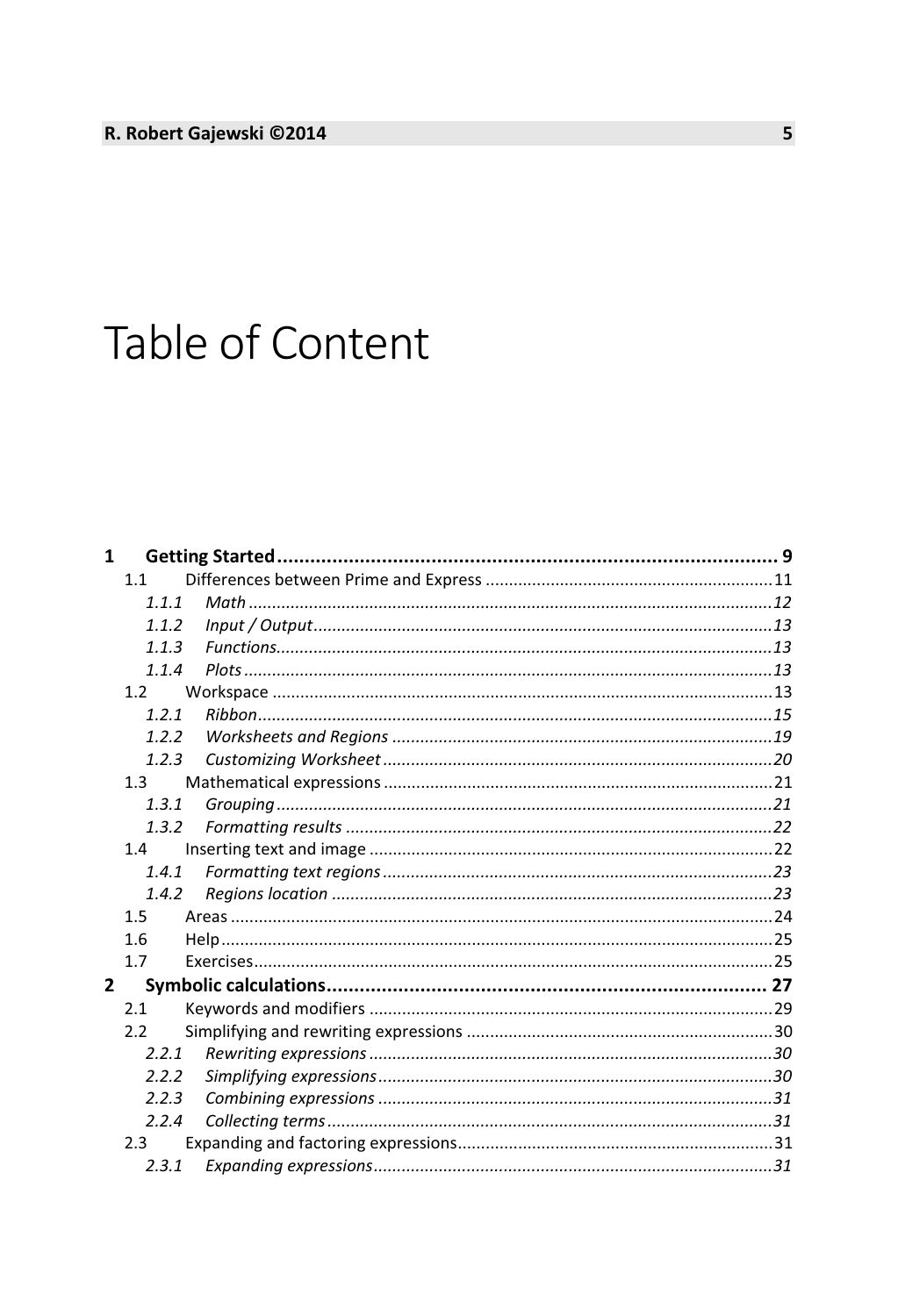# Table of Content

**1 Getting Started** ........................................................................................... **9**

- 1.1 Differences between Prime and Express ............................................................. 11
  - *1.1.1 Math* ................................................................................................ *12*
  - *1.1.2 Input / Output* .................................................................................. *13*
  - *1.1.3 Functions* .......................................................................................... *13*
  - *1.1.4 Plots* ................................................................................................. *13*
- 1.2 Workspace ........................................................................................... 13
  - *1.2.1 Ribbon* .............................................................................................. *15*
  - *1.2.2 Worksheets and Regions* ................................................................. *19*
  - *1.2.3 Customizing Worksheet* ................................................................... *20*
- 1.3 Mathematical expressions ................................................................... 21
  - *1.3.1 Grouping* .......................................................................................... *21*
  - *1.3.2 Formatting results* ........................................................................... *22*
- 1.4 Inserting text and image ...................................................................... 22
  - *1.4.1 Formatting text regions* ................................................................... *23*
  - *1.4.2 Regions location* .............................................................................. *23*
- 1.5 Areas .................................................................................................... 24
- 1.6 Help ...................................................................................................... 25
- 1.7 Exercises .............................................................................................. 25

**2 Symbolic calculations** ............................................................................. **27**

- 2.1 Keywords and modifiers ...................................................................... 29
- 2.2 Simplifying and rewriting expressions ................................................. 30
  - *2.2.1 Rewriting expressions* ...................................................................... *30*
  - *2.2.2 Simplifying expressions* .................................................................... *30*
  - *2.2.3 Combining expressions* .................................................................... *31*
  - *2.2.4 Collecting terms* ............................................................................... *31*
- 2.3 Expanding and factoring expressions ................................................... 31
  - *2.3.1 Expanding expressions* ..................................................................... *31*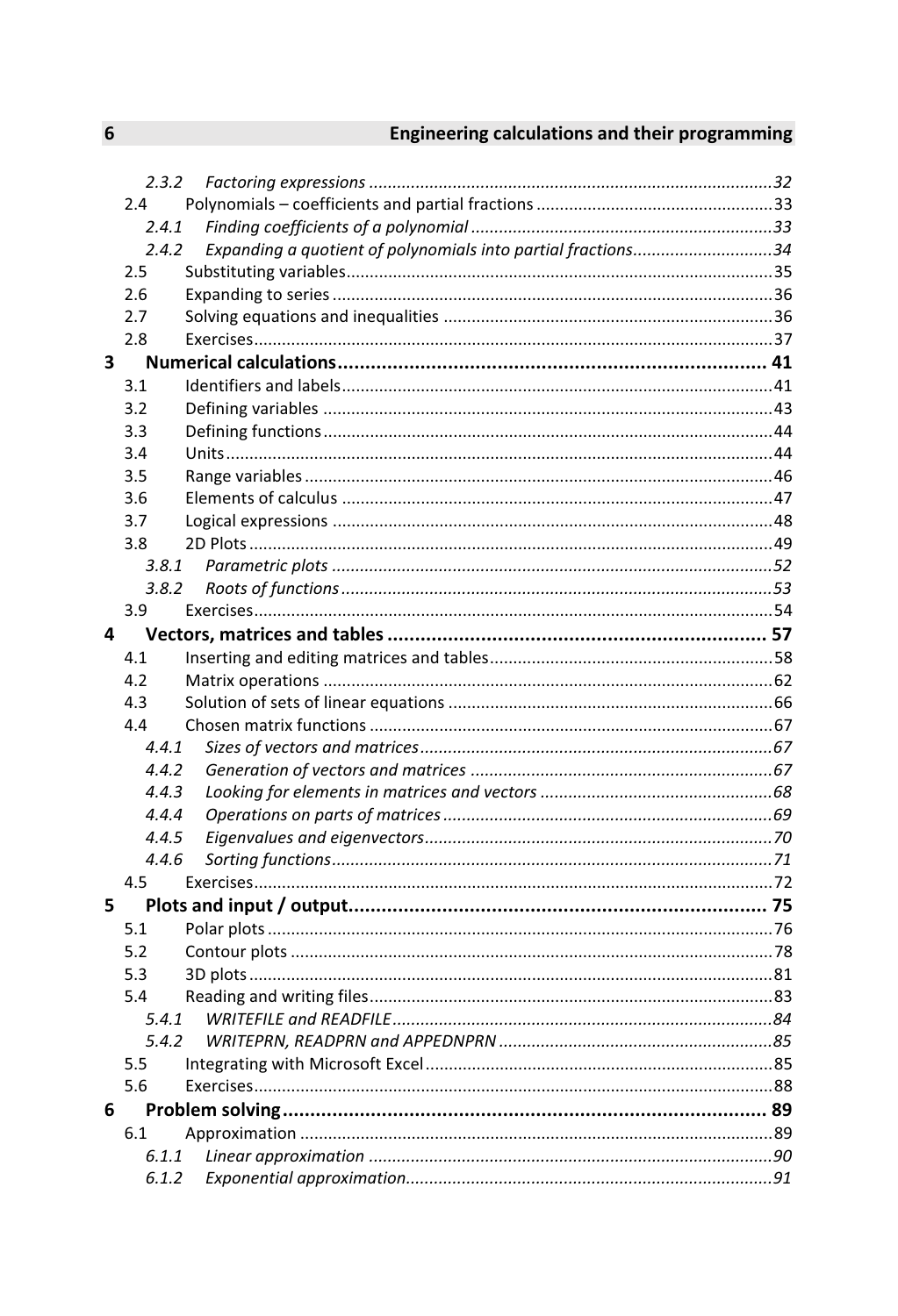2.3.2 *Factoring expressions* ........................................................ 32
2.4 Polynomials – coefficients and partial fractions ................................ 33
2.4.1 *Finding coefficients of a polynomial* ...................................... 33
2.4.2 *Expanding a quotient of polynomials into partial fractions* ................ 34
2.5 Substituting variables ........................................................ 35
2.6 Expanding to series ........................................................... 36
2.7 Solving equations and inequalities ............................................ 36
2.8 Exercises ..................................................................... 37

**3 Numerical calculations ............................................................ 41**

3.1 Identifiers and labels ......................................................... 41
3.2 Defining variables ............................................................. 43
3.3 Defining functions ............................................................. 44
3.4 Units .......................................................................... 44
3.5 Range variables ................................................................ 46
3.6 Elements of calculus ........................................................... 47
3.7 Logical expressions ............................................................ 48
3.8 2D Plots ....................................................................... 49
3.8.1 *Parametric plots* ........................................................... 52
3.8.2 *Roots of functions* ......................................................... 53
3.9 Exercises ...................................................................... 54

**4 Vectors, matrices and tables ...................................................... 57**

4.1 Inserting and editing matrices and tables ...................................... 58
4.2 Matrix operations .............................................................. 62
4.3 Solution of sets of linear equations ........................................... 66
4.4 Chosen matrix functions ........................................................ 67
4.4.1 *Sizes of vectors and matrices* ............................................. 67
4.4.2 *Generation of vectors and matrices* ........................................ 67
4.4.3 *Looking for elements in matrices and vectors* .............................. 68
4.4.4 *Operations on parts of matrices* ........................................... 69
4.4.5 *Eigenvalues and eigenvectors* .............................................. 70
4.4.6 *Sorting functions* .......................................................... 71
4.5 Exercises ...................................................................... 72

**5 Plots and input / output .......................................................... 75**

5.1 Polar plots .................................................................... 76
5.2 Contour plots .................................................................. 78
5.3 3D plots ....................................................................... 81
5.4 Reading and writing files ...................................................... 83
5.4.1 *WRITEFILE and READFILE* .................................................... 84
5.4.2 *WRITEPRN, READPRN and APPEDNPRN* ............................................ 85
5.5 Integrating with Microsoft Excel ............................................... 85
5.6 Exercises ...................................................................... 88

**6 Problem solving ................................................................... 89**

6.1 Approximation .................................................................. 89
6.1.1 *Linear approximation* ....................................................... 90
6.1.2 *Exponential approximation* .................................................. 91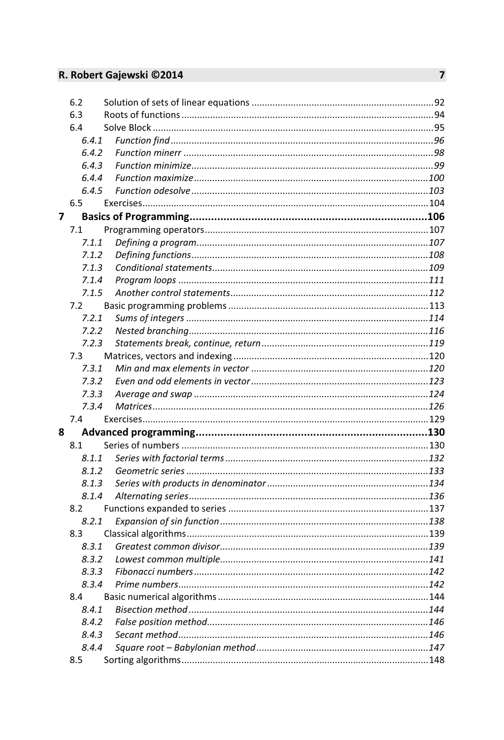6.2 Solution of sets of linear equations ..................................................................... 92
6.3 Roots of functions ............................................................................................ 94
6.4 Solve Block ....................................................................................................... 95
*6.4.1 Function find ................................................................................................. 96*
*6.4.2 Function minerr ............................................................................................. 98*
*6.4.3 Function minimize ......................................................................................... 99*
*6.4.4 Function maximize ....................................................................................... 100*
*6.4.5 Function odesolve ........................................................................................ 103*
6.5 Exercises ......................................................................................................... 104

**7 Basics of Programming ............................................................................ 106**

7.1 Programming operators .................................................................................. 107
*7.1.1 Defining a program ...................................................................................... 107*
*7.1.2 Defining functions ........................................................................................ 108*
*7.1.3 Conditional statements ................................................................................ 109*
*7.1.4 Program loops .............................................................................................. 111*
*7.1.5 Another control statements .......................................................................... 112*
7.2 Basic programming problems ......................................................................... 113
*7.2.1 Sums of integers ........................................................................................... 114*
*7.2.2 Nested branching .......................................................................................... 116*
*7.2.3 Statements break, continue, return .............................................................. 119*
7.3 Matrices, vectors and indexing ....................................................................... 120
*7.3.1 Min and max elements in vector .................................................................. 120*
*7.3.2 Even and odd elements in vector .................................................................. 123*
*7.3.3 Average and swap ......................................................................................... 124*
*7.3.4 Matrices ........................................................................................................ 126*
7.4 Exercises ......................................................................................................... 129

**8 Advanced programming ........................................................................... 130**

8.1 Series of numbers ........................................................................................... 130
*8.1.1 Series with factorial terms ............................................................................ 132*
*8.1.2 Geometric series ........................................................................................... 133*
*8.1.3 Series with products in denominator ............................................................ 134*
*8.1.4 Alternating series .......................................................................................... 136*
8.2 Functions expanded to series ......................................................................... 137
*8.2.1 Expansion of sin function ............................................................................. 138*
8.3 Classical algorithms ........................................................................................ 139
*8.3.1 Greatest common divisor ............................................................................. 139*
*8.3.2 Lowest common multiple ............................................................................. 141*
*8.3.3 Fibonacci numbers ........................................................................................ 142*
*8.3.4 Prime numbers .............................................................................................. 142*
8.4 Basic numerical algorithms ............................................................................ 144
*8.4.1 Bisection method .......................................................................................... 144*
*8.4.2 False position method ................................................................................... 146*
*8.4.3 Secant method .............................................................................................. 146*
*8.4.4 Square root – Babylonian method ................................................................ 147*
8.5 Sorting algorithms .......................................................................................... 148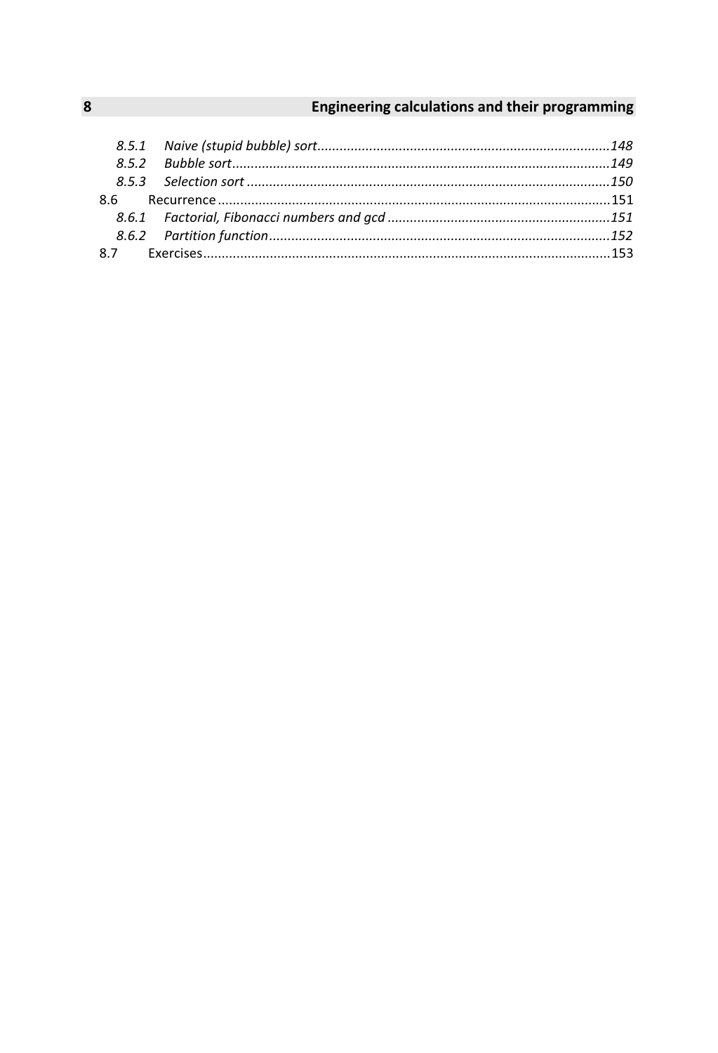- *8.5.1 Naive (stupid bubble) sort......148*
- *8.5.2 Bubble sort......149*
- *8.5.3 Selection sort......150*
- 8.6 Recurrence......151
  - *8.6.1 Factorial, Fibonacci numbers and gcd......151*
  - *8.6.2 Partition function......152*
- 8.7 Exercises......153